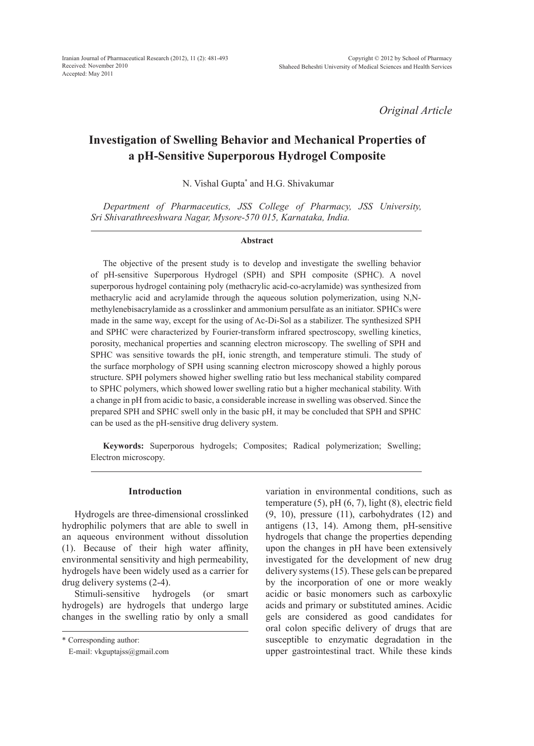*Original Article*

# Investigation of Swelling Behavior and Mechanical Properties of a pH-Sensitive Superporous Hydrogel Composite

N. Vishal Gupta* and H.G. Shivakumar

*Department of Pharmaceutics, JSS College of Pharmacy, JSS University, Sri Shivarathreeshwara Nagar, Mysore-570 015, Karnataka, India.*

### Abstract

The objective of the present study is to develop and investigate the swelling behavior of pH-sensitive Superporous Hydrogel (SPH) and SPH composite (SPHC). A novel superporous hydrogel containing poly (methacrylic acid-co-acrylamide) was synthesized from methacrylic acid and acrylamide through the aqueous solution polymerization, using N,N-methylenebisacrylamide as a crosslinker and ammonium persulfate as an initiator. SPHCs were made in the same way, except for the using of Ac-Di-Sol as a stabilizer. The synthesized SPH and SPHC were characterized by Fourier-transform infrared spectroscopy, swelling kinetics, porosity, mechanical properties and scanning electron microscopy. The swelling of SPH and SPHC was sensitive towards the pH, ionic strength, and temperature stimuli. The study of the surface morphology of SPH using scanning electron microscopy showed a highly porous structure. SPH polymers showed higher swelling ratio but less mechanical stability compared to SPHC polymers, which showed lower swelling ratio but a higher mechanical stability. With a change in pH from acidic to basic, a considerable increase in swelling was observed. Since the prepared SPH and SPHC swell only in the basic pH, it may be concluded that SPH and SPHC can be used as the pH-sensitive drug delivery system.

**Keywords:** Superporous hydrogels; Composites; Radical polymerization; Swelling; Electron microscopy.

## Introduction

Hydrogels are three-dimensional crosslinked hydrophilic polymers that are able to swell in an aqueous environment without dissolution (1). Because of their high water affinity, environmental sensitivity and high permeability, hydrogels have been widely used as a carrier for drug delivery systems (2-4).

Stimuli-sensitive hydrogels (or smart hydrogels) are hydrogels that undergo large changes in the swelling ratio by only a small variation in environmental conditions, such as temperature (5), pH (6, 7), light (8), electric field (9, 10), pressure (11), carbohydrates (12) and antigens (13, 14). Among them, pH-sensitive hydrogels that change the properties depending upon the changes in pH have been extensively investigated for the development of new drug delivery systems (15). These gels can be prepared by the incorporation of one or more weakly acidic or basic monomers such as carboxylic acids and primary or substituted amines. Acidic gels are considered as good candidates for oral colon specific delivery of drugs that are susceptible to enzymatic degradation in the upper gastrointestinal tract. While these kinds

\* Corresponding author:
E-mail: vkguptajss@gmail.com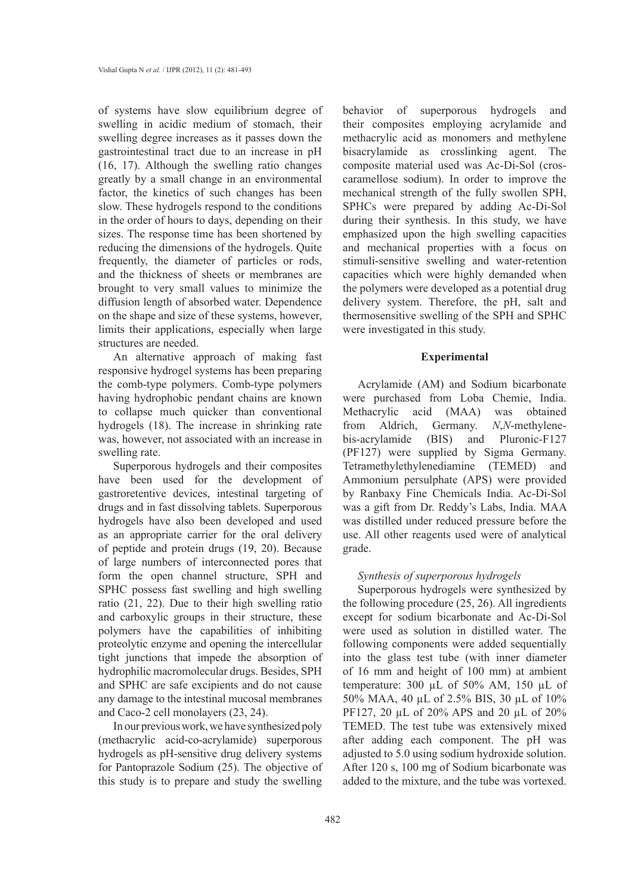of systems have slow equilibrium degree of swelling in acidic medium of stomach, their swelling degree increases as it passes down the gastrointestinal tract due to an increase in pH (16, 17). Although the swelling ratio changes greatly by a small change in an environmental factor, the kinetics of such changes has been slow. These hydrogels respond to the conditions in the order of hours to days, depending on their sizes. The response time has been shortened by reducing the dimensions of the hydrogels. Quite frequently, the diameter of particles or rods, and the thickness of sheets or membranes are brought to very small values to minimize the diffusion length of absorbed water. Dependence on the shape and size of these systems, however, limits their applications, especially when large structures are needed.

An alternative approach of making fast responsive hydrogel systems has been preparing the comb-type polymers. Comb-type polymers having hydrophobic pendant chains are known to collapse much quicker than conventional hydrogels (18). The increase in shrinking rate was, however, not associated with an increase in swelling rate.

Superporous hydrogels and their composites have been used for the development of gastroretentive devices, intestinal targeting of drugs and in fast dissolving tablets. Superporous hydrogels have also been developed and used as an appropriate carrier for the oral delivery of peptide and protein drugs (19, 20). Because of large numbers of interconnected pores that form the open channel structure, SPH and SPHC possess fast swelling and high swelling ratio (21, 22). Due to their high swelling ratio and carboxylic groups in their structure, these polymers have the capabilities of inhibiting proteolytic enzyme and opening the intercellular tight junctions that impede the absorption of hydrophilic macromolecular drugs. Besides, SPH and SPHC are safe excipients and do not cause any damage to the intestinal mucosal membranes and Caco-2 cell monolayers (23, 24).

In our previous work, we have synthesized poly (methacrylic acid-co-acrylamide) superporous hydrogels as pH-sensitive drug delivery systems for Pantoprazole Sodium (25). The objective of this study is to prepare and study the swelling behavior of superporous hydrogels and their composites employing acrylamide and methacrylic acid as monomers and methylene bisacrylamide as crosslinking agent. The composite material used was Ac-Di-Sol (croscaramellose sodium). In order to improve the mechanical strength of the fully swollen SPH, SPHCs were prepared by adding Ac-Di-Sol during their synthesis. In this study, we have emphasized upon the high swelling capacities and mechanical properties with a focus on stimuli-sensitive swelling and water-retention capacities which were highly demanded when the polymers were developed as a potential drug delivery system. Therefore, the pH, salt and thermosensitive swelling of the SPH and SPHC were investigated in this study.

## Experimental

Acrylamide (AM) and Sodium bicarbonate were purchased from Loba Chemie, India. Methacrylic acid (MAA) was obtained from Aldrich, Germany. *N*,*N*-methylene-bis-acrylamide (BIS) and Pluronic-F127 (PF127) were supplied by Sigma Germany. Tetramethylethylenediamine (TEMED) and Ammonium persulphate (APS) were provided by Ranbaxy Fine Chemicals India. Ac-Di-Sol was a gift from Dr. Reddy's Labs, India. MAA was distilled under reduced pressure before the use. All other reagents used were of analytical grade.

### *Synthesis of superporous hydrogels*

Superporous hydrogels were synthesized by the following procedure (25, 26). All ingredients except for sodium bicarbonate and Ac-Di-Sol were used as solution in distilled water. The following components were added sequentially into the glass test tube (with inner diameter of 16 mm and height of 100 mm) at ambient temperature: 300 µL of 50% AM, 150 µL of 50% MAA, 40 µL of 2.5% BIS, 30 µL of 10% PF127, 20 µL of 20% APS and 20 µL of 20% TEMED. The test tube was extensively mixed after adding each component. The pH was adjusted to 5.0 using sodium hydroxide solution. After 120 s, 100 mg of Sodium bicarbonate was added to the mixture, and the tube was vortexed.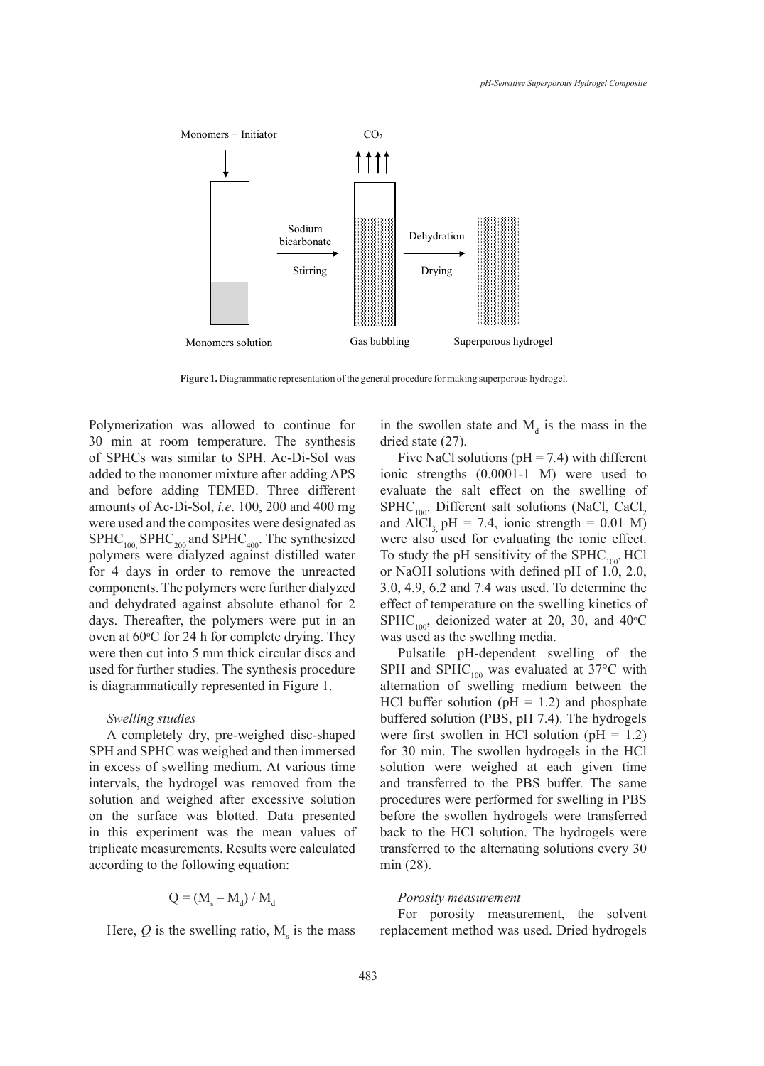Monomers + Initiator

$CO_2$

Sodium bicarbonate

Stirring

Dehydration

Drying

Monomers solution

Gas bubbling

Superporous hydrogel

**Figure 1.** Diagrammatic representation of the general procedure for making superporous hydrogel.

Polymerization was allowed to continue for 30 min at room temperature. The synthesis of SPHCs was similar to SPH. Ac-Di-Sol was added to the monomer mixture after adding APS and before adding TEMED. Three different amounts of Ac-Di-Sol, *i.e*. 100, 200 and 400 mg were used and the composites were designated as $SPHC_{100}$, $SPHC_{200}$ and $SPHC_{400}$. The synthesized polymers were dialyzed against distilled water for 4 days in order to remove the unreacted components. The polymers were further dialyzed and dehydrated against absolute ethanol for 2 days. Thereafter, the polymers were put in an oven at 60°C for 24 h for complete drying. They were then cut into 5 mm thick circular discs and used for further studies. The synthesis procedure is diagrammatically represented in Figure 1.

*Swelling studies*

A completely dry, pre-weighed disc-shaped SPH and SPHC was weighed and then immersed in excess of swelling medium. At various time intervals, the hydrogel was removed from the solution and weighed after excessive solution on the surface was blotted. Data presented in this experiment was the mean values of triplicate measurements. Results were calculated according to the following equation:

$$Q = (M_s - M_d) / M_d$$

Here, $Q$ is the swelling ratio, $M_s$ is the mass in the swollen state and $M_d$ is the mass in the dried state (27).

Five NaCl solutions (pH = 7.4) with different ionic strengths (0.0001-1 M) were used to evaluate the salt effect on the swelling of $SPHC_{100}$. Different salt solutions (NaCl, $CaCl_2$ and $AlCl_3$, pH = 7.4, ionic strength = 0.01 M) were also used for evaluating the ionic effect. To study the pH sensitivity of the $SPHC_{100}$, HCl or NaOH solutions with defined pH of 1.0, 2.0, 3.0, 4.9, 6.2 and 7.4 was used. To determine the effect of temperature on the swelling kinetics of $SPHC_{100}$, deionized water at 20, 30, and 40°C was used as the swelling media.

Pulsatile pH-dependent swelling of the SPH and $SPHC_{100}$ was evaluated at 37°C with alternation of swelling medium between the HCl buffer solution (pH = 1.2) and phosphate buffered solution (PBS, pH 7.4). The hydrogels were first swollen in HCl solution (pH = 1.2) for 30 min. The swollen hydrogels in the HCl solution were weighed at each given time and transferred to the PBS buffer. The same procedures were performed for swelling in PBS before the swollen hydrogels were transferred back to the HCl solution. The hydrogels were transferred to the alternating solutions every 30 min (28).

*Porosity measurement*

For porosity measurement, the solvent replacement method was used. Dried hydrogels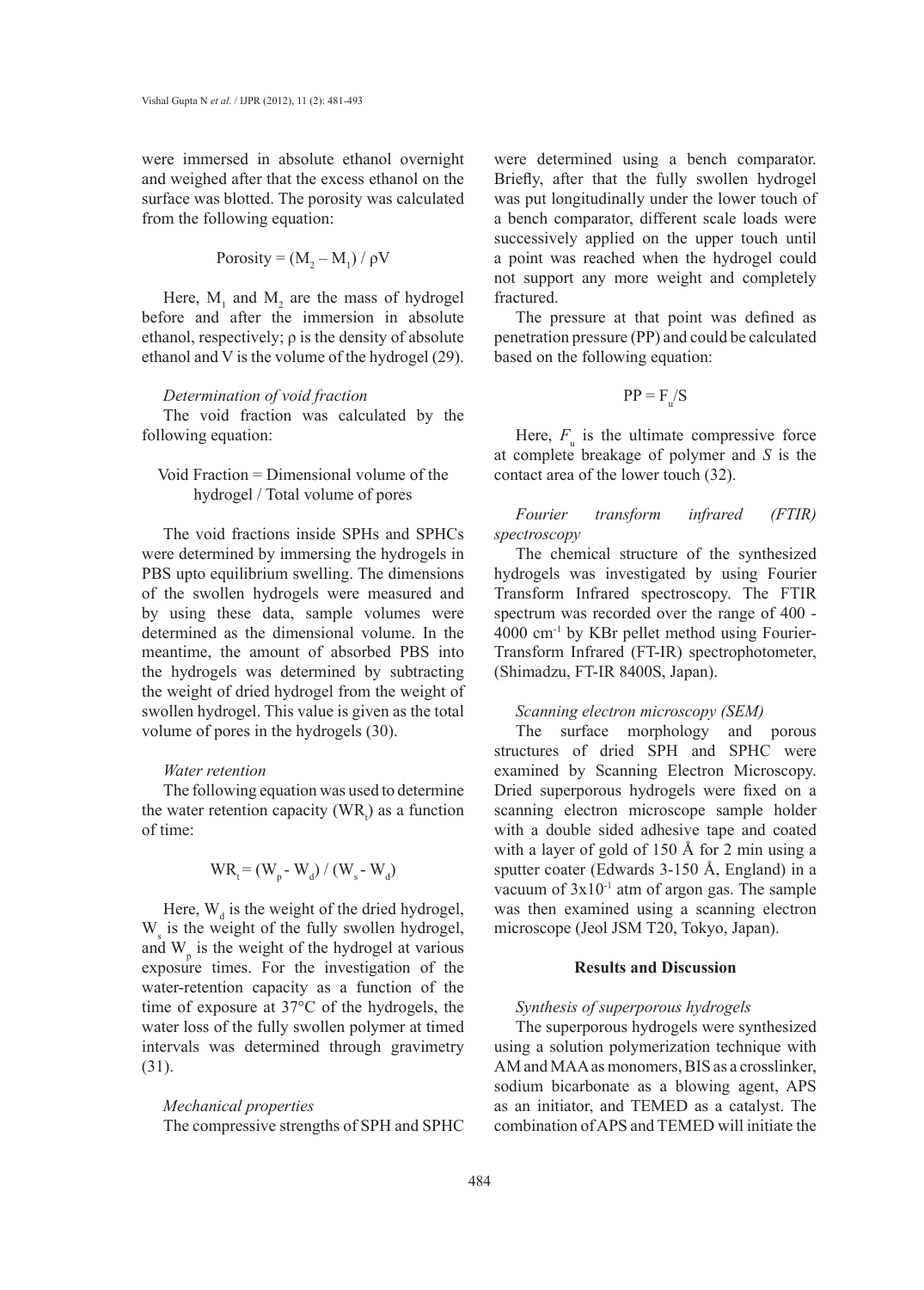were immersed in absolute ethanol overnight and weighed after that the excess ethanol on the surface was blotted. The porosity was calculated from the following equation:

$$\text{Porosity} = (M_2 - M_1) / \rho V$$

Here, $M_1$ and $M_2$ are the mass of hydrogel before and after the immersion in absolute ethanol, respectively; ρ is the density of absolute ethanol and V is the volume of the hydrogel (29).

*Determination of void fraction*

The void fraction was calculated by the following equation:

$$\text{Void Fraction} = \text{Dimensional volume of the hydrogel} / \text{Total volume of pores}$$

The void fractions inside SPHs and SPHCs were determined by immersing the hydrogels in PBS upto equilibrium swelling. The dimensions of the swollen hydrogels were measured and by using these data, sample volumes were determined as the dimensional volume. In the meantime, the amount of absorbed PBS into the hydrogels was determined by subtracting the weight of dried hydrogel from the weight of swollen hydrogel. This value is given as the total volume of pores in the hydrogels (30).

*Water retention*

The following equation was used to determine the water retention capacity ($WR_t$) as a function of time:

$$WR_t = (W_p - W_d) / (W_s - W_d)$$

Here, $W_d$ is the weight of the dried hydrogel, $W_s$ is the weight of the fully swollen hydrogel, and $W_p$ is the weight of the hydrogel at various exposure times. For the investigation of the water-retention capacity as a function of the time of exposure at 37°C of the hydrogels, the water loss of the fully swollen polymer at timed intervals was determined through gravimetry (31).

*Mechanical properties*

The compressive strengths of SPH and SPHC were determined using a bench comparator. Briefly, after that the fully swollen hydrogel was put longitudinally under the lower touch of a bench comparator, different scale loads were successively applied on the upper touch until a point was reached when the hydrogel could not support any more weight and completely fractured.

The pressure at that point was defined as penetration pressure (PP) and could be calculated based on the following equation:

$$PP = F_u/S$$

Here, $F_u$ is the ultimate compressive force at complete breakage of polymer and $S$ is the contact area of the lower touch (32).

*Fourier transform infrared (FTIR) spectroscopy*

The chemical structure of the synthesized hydrogels was investigated by using Fourier Transform Infrared spectroscopy. The FTIR spectrum was recorded over the range of 400 - 4000 $cm^{-1}$ by KBr pellet method using Fourier-Transform Infrared (FT-IR) spectrophotometer, (Shimadzu, FT-IR 8400S, Japan).

*Scanning electron microscopy (SEM)*

The surface morphology and porous structures of dried SPH and SPHC were examined by Scanning Electron Microscopy. Dried superporous hydrogels were fixed on a scanning electron microscope sample holder with a double sided adhesive tape and coated with a layer of gold of 150 Å for 2 min using a sputter coater (Edwards 3-150 Å, England) in a vacuum of $3 \times 10^{-1}$ atm of argon gas. The sample was then examined using a scanning electron microscope (Jeol JSM T20, Tokyo, Japan).

## Results and Discussion

*Synthesis of superporous hydrogels*

The superporous hydrogels were synthesized using a solution polymerization technique with AM and MAA as monomers, BIS as a crosslinker, sodium bicarbonate as a blowing agent, APS as an initiator, and TEMED as a catalyst. The combination of APS and TEMED will initiate the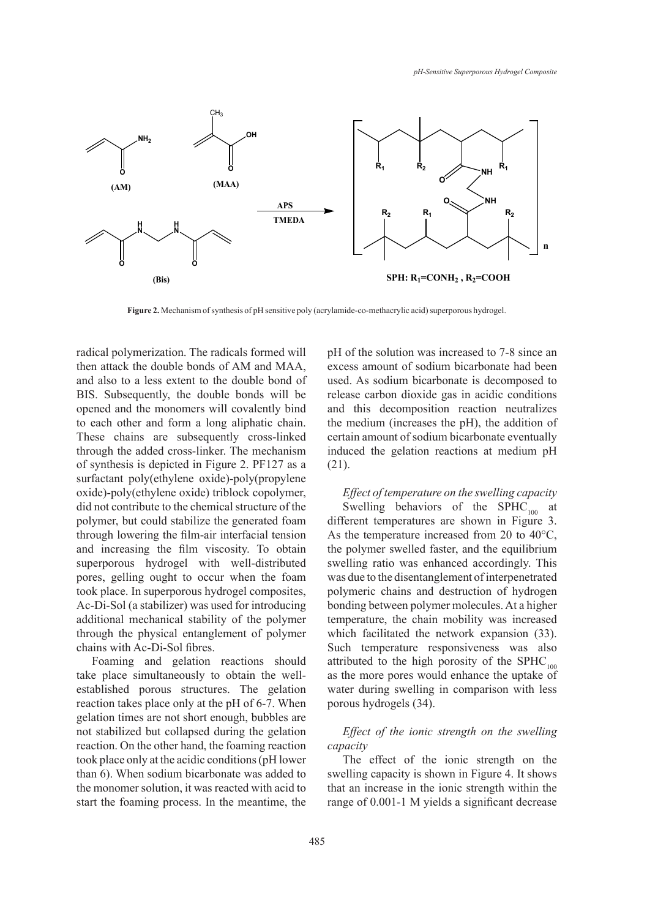**Figure 2.** Mechanism of synthesis of pH sensitive poly (acrylamide-co-methacrylic acid) superporous hydrogel.

radical polymerization. The radicals formed will then attack the double bonds of AM and MAA, and also to a less extent to the double bond of BIS. Subsequently, the double bonds will be opened and the monomers will covalently bind to each other and form a long aliphatic chain. These chains are subsequently cross-linked through the added cross-linker. The mechanism of synthesis is depicted in Figure 2. PF127 as a surfactant poly(ethylene oxide)-poly(propylene oxide)-poly(ethylene oxide) triblock copolymer, did not contribute to the chemical structure of the polymer, but could stabilize the generated foam through lowering the film-air interfacial tension and increasing the film viscosity. To obtain superporous hydrogel with well-distributed pores, gelling ought to occur when the foam took place. In superporous hydrogel composites, Ac-Di-Sol (a stabilizer) was used for introducing additional mechanical stability of the polymer through the physical entanglement of polymer chains with Ac-Di-Sol fibres.

Foaming and gelation reactions should take place simultaneously to obtain the well-established porous structures. The gelation reaction takes place only at the pH of 6-7. When gelation times are not short enough, bubbles are not stabilized but collapsed during the gelation reaction. On the other hand, the foaming reaction took place only at the acidic conditions (pH lower than 6). When sodium bicarbonate was added to the monomer solution, it was reacted with acid to start the foaming process. In the meantime, the pH of the solution was increased to 7-8 since an excess amount of sodium bicarbonate had been used. As sodium bicarbonate is decomposed to release carbon dioxide gas in acidic conditions and this decomposition reaction neutralizes the medium (increases the pH), the addition of certain amount of sodium bicarbonate eventually induced the gelation reactions at medium pH (21).

*Effect of temperature on the swelling capacity*

Swelling behaviors of the $SPHC_{100}$ at different temperatures are shown in Figure 3. As the temperature increased from 20 to 40°C, the polymer swelled faster, and the equilibrium swelling ratio was enhanced accordingly. This was due to the disentanglement of interpenetrated polymeric chains and destruction of hydrogen bonding between polymer molecules. At a higher temperature, the chain mobility was increased which facilitated the network expansion (33). Such temperature responsiveness was also attributed to the high porosity of the $SPHC_{100}$ as the more pores would enhance the uptake of water during swelling in comparison with less porous hydrogels (34).

*Effect of the ionic strength on the swelling capacity*

The effect of the ionic strength on the swelling capacity is shown in Figure 4. It shows that an increase in the ionic strength within the range of 0.001-1 M yields a significant decrease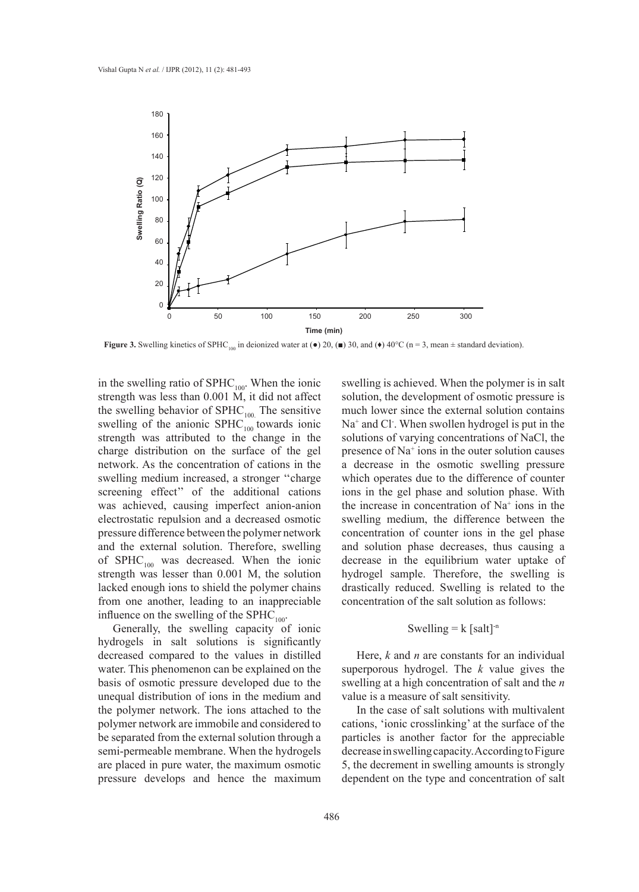**Figure 3.** Swelling kinetics of $SPHC_{100}$ in deionized water at (●) 20, (■) 30, and (♦) 40°C (n = 3, mean ± standard deviation).

in the swelling ratio of $SPHC_{100}$. When the ionic strength was less than 0.001 M, it did not affect the swelling behavior of $SPHC_{100}$. The sensitive swelling of the anionic $SPHC_{100}$ towards ionic strength was attributed to the change in the charge distribution on the surface of the gel network. As the concentration of cations in the swelling medium increased, a stronger ''charge screening effect'' of the additional cations was achieved, causing imperfect anion-anion electrostatic repulsion and a decreased osmotic pressure difference between the polymer network and the external solution. Therefore, swelling of $SPHC_{100}$ was decreased. When the ionic strength was lesser than 0.001 M, the solution lacked enough ions to shield the polymer chains from one another, leading to an inappreciable influence on the swelling of the $SPHC_{100}$.

Generally, the swelling capacity of ionic hydrogels in salt solutions is significantly decreased compared to the values in distilled water. This phenomenon can be explained on the basis of osmotic pressure developed due to the unequal distribution of ions in the medium and the polymer network. The ions attached to the polymer network are immobile and considered to be separated from the external solution through a semi-permeable membrane. When the hydrogels are placed in pure water, the maximum osmotic pressure develops and hence the maximum swelling is achieved. When the polymer is in salt solution, the development of osmotic pressure is much lower since the external solution contains $Na^+$ and $Cl^-$. When swollen hydrogel is put in the solutions of varying concentrations of NaCl, the presence of $Na^+$ ions in the outer solution causes a decrease in the osmotic swelling pressure which operates due to the difference of counter ions in the gel phase and solution phase. With the increase in concentration of $Na^+$ ions in the swelling medium, the difference between the concentration of counter ions in the gel phase and solution phase decreases, thus causing a decrease in the equilibrium water uptake of hydrogel sample. Therefore, the swelling is drastically reduced. Swelling is related to the concentration of the salt solution as follows:

$$\text{Swelling} = k\,[\text{salt}]^{-n}$$

Here, $k$ and $n$ are constants for an individual superporous hydrogel. The $k$ value gives the swelling at a high concentration of salt and the $n$ value is a measure of salt sensitivity.

In the case of salt solutions with multivalent cations, 'ionic crosslinking' at the surface of the particles is another factor for the appreciable decrease in swelling capacity. According to Figure 5, the decrement in swelling amounts is strongly dependent on the type and concentration of salt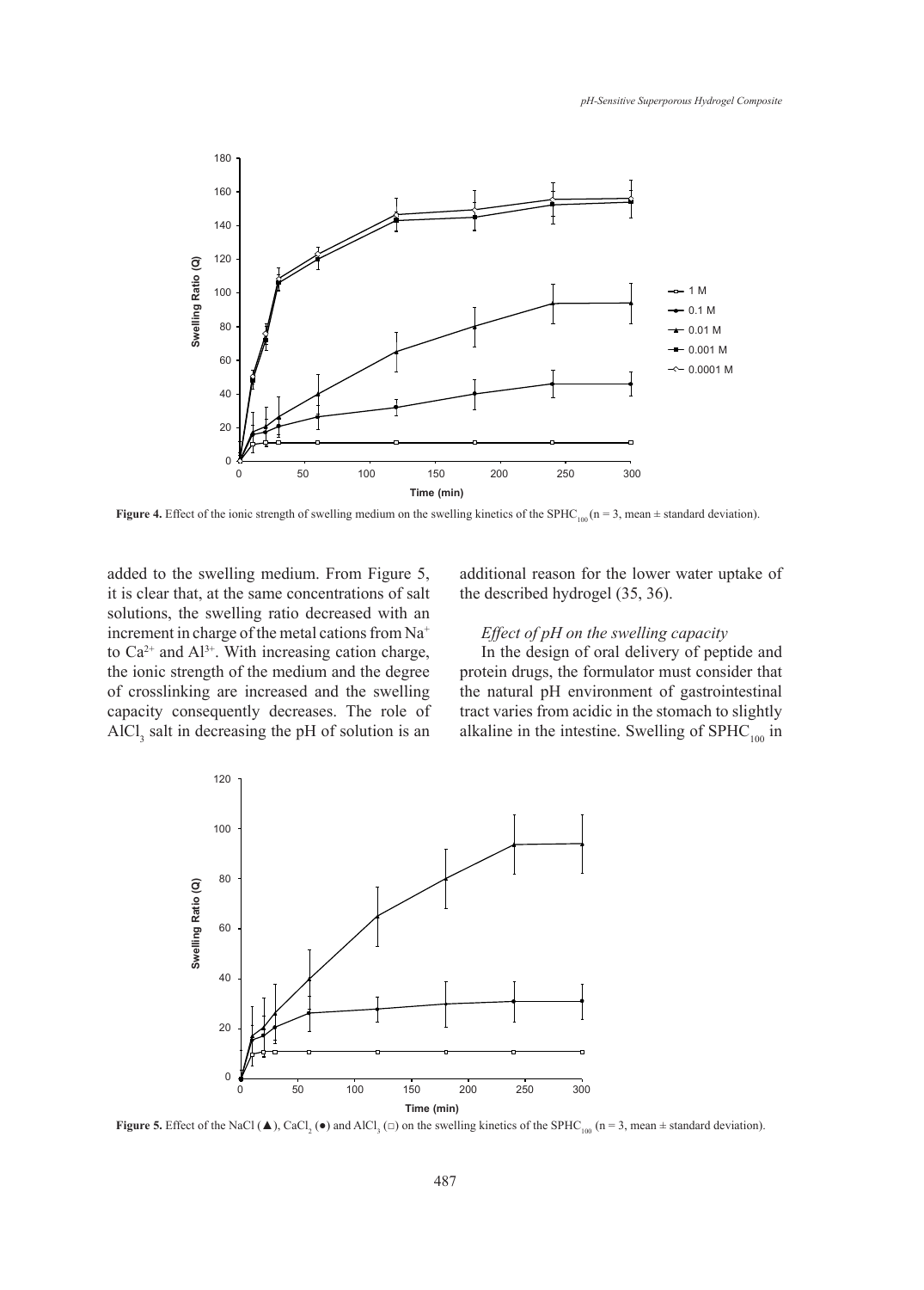**Figure 4.** Effect of the ionic strength of swelling medium on the swelling kinetics of the $SPHC_{100}$ (n = 3, mean ± standard deviation).

added to the swelling medium. From Figure 5, it is clear that, at the same concentrations of salt solutions, the swelling ratio decreased with an increment in charge of the metal cations from $Na^+$ to $Ca^{2+}$ and $Al^{3+}$. With increasing cation charge, the ionic strength of the medium and the degree of crosslinking are increased and the swelling capacity consequently decreases. The role of $AlCl_3$ salt in decreasing the pH of solution is an additional reason for the lower water uptake of the described hydrogel (35, 36).

### *Effect of pH on the swelling capacity*

In the design of oral delivery of peptide and protein drugs, the formulator must consider that the natural pH environment of gastrointestinal tract varies from acidic in the stomach to slightly alkaline in the intestine. Swelling of $SPHC_{100}$ in

**Figure 5.** Effect of the NaCl (▲), $CaCl_2$ (●) and $AlCl_3$ (□) on the swelling kinetics of the $SPHC_{100}$ (n = 3, mean ± standard deviation).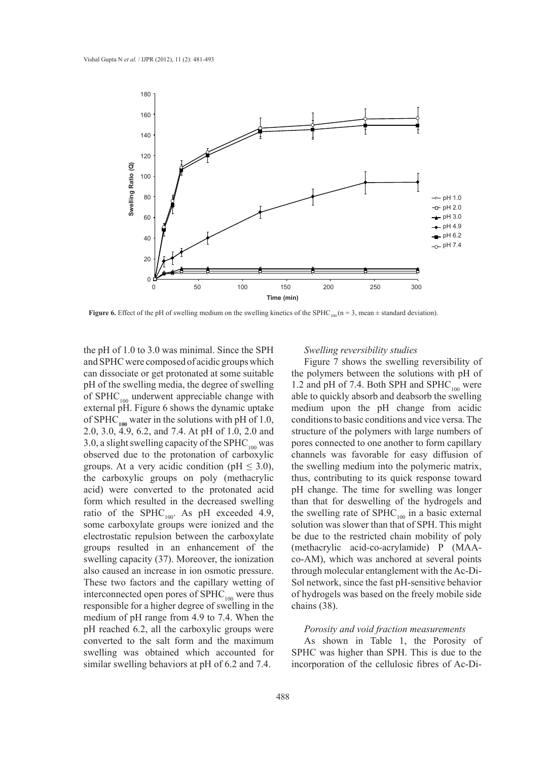**Figure 6.** Effect of the pH of swelling medium on the swelling kinetics of the $SPHC_{100}$ (n = 3, mean ± standard deviation).

the pH of 1.0 to 3.0 was minimal. Since the SPH and SPHC were composed of acidic groups which can dissociate or get protonated at some suitable pH of the swelling media, the degree of swelling of $SPHC_{100}$ underwent appreciable change with external pH. Figure 6 shows the dynamic uptake of $\mathbf{SPHC_{100}}$ water in the solutions with pH of 1.0, 2.0, 3.0, 4.9, 6.2, and 7.4. At pH of 1.0, 2.0 and 3.0, a slight swelling capacity of the $SPHC_{100}$ was observed due to the protonation of carboxylic groups. At a very acidic condition (pH $\leq$ 3.0), the carboxylic groups on poly (methacrylic acid) were converted to the protonated acid form which resulted in the decreased swelling ratio of the $SPHC_{100}$. As pH exceeded 4.9, some carboxylate groups were ionized and the electrostatic repulsion between the carboxylate groups resulted in an enhancement of the swelling capacity (37). Moreover, the ionization also caused an increase in ion osmotic pressure. These two factors and the capillary wetting of interconnected open pores of $SPHC_{100}$ were thus responsible for a higher degree of swelling in the medium of pH range from 4.9 to 7.4. When the pH reached 6.2, all the carboxylic groups were converted to the salt form and the maximum swelling was obtained which accounted for similar swelling behaviors at pH of 6.2 and 7.4.

*Swelling reversibility studies*

Figure 7 shows the swelling reversibility of the polymers between the solutions with pH of 1.2 and pH of 7.4. Both SPH and $SPHC_{100}$ were able to quickly absorb and deabsorb the swelling medium upon the pH change from acidic conditions to basic conditions and vice versa. The structure of the polymers with large numbers of pores connected to one another to form capillary channels was favorable for easy diffusion of the swelling medium into the polymeric matrix, thus, contributing to its quick response toward pH change. The time for swelling was longer than that for deswelling of the hydrogels and the swelling rate of $SPHC_{100}$ in a basic external solution was slower than that of SPH. This might be due to the restricted chain mobility of poly (methacrylic acid-co-acrylamide) P (MAA-co-AM), which was anchored at several points through molecular entanglement with the Ac-Di-Sol network, since the fast pH-sensitive behavior of hydrogels was based on the freely mobile side chains (38).

*Porosity and void fraction measurements*

As shown in Table 1, the Porosity of SPHC was higher than SPH. This is due to the incorporation of the cellulosic fibres of Ac-Di-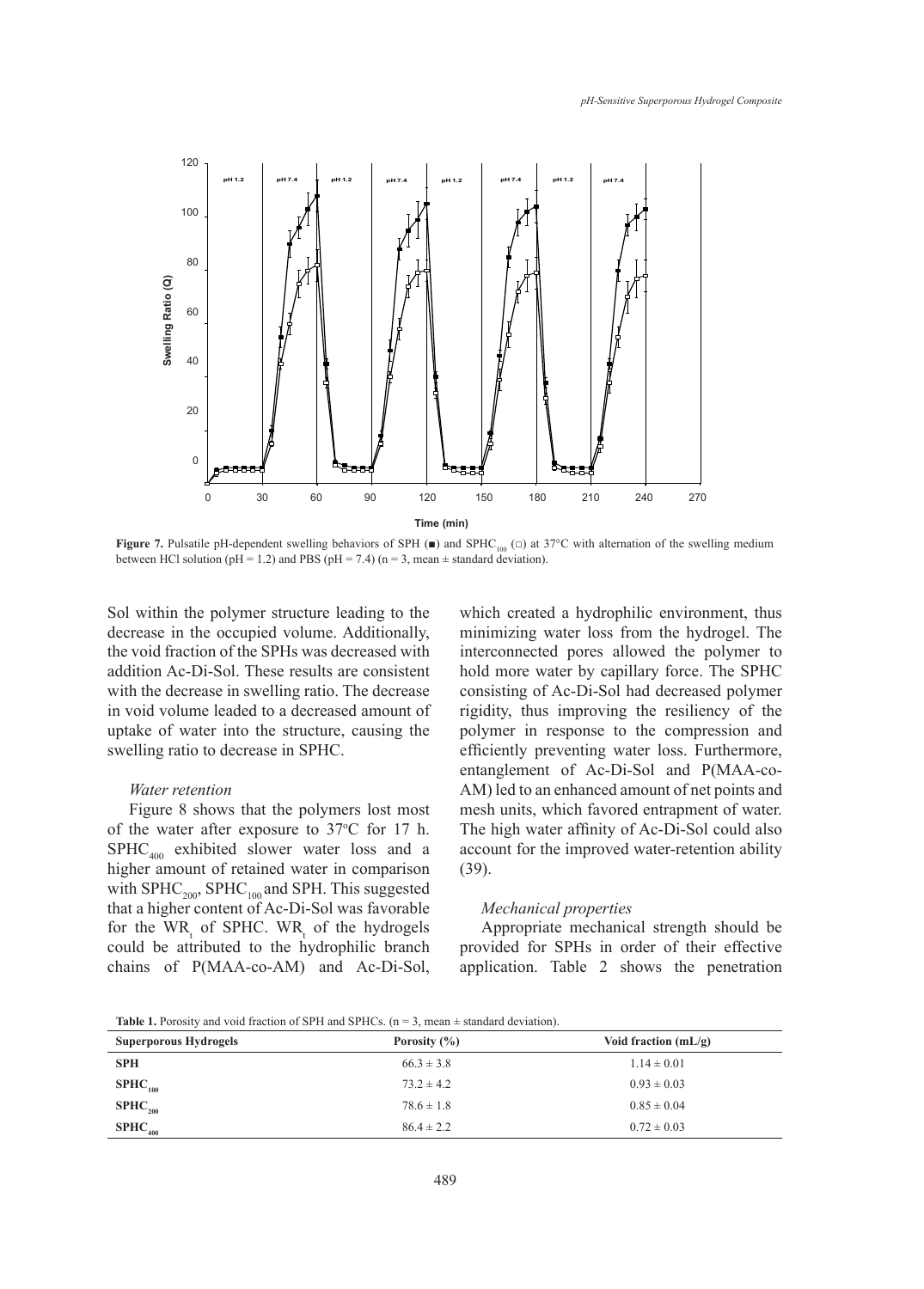**Figure 7.** Pulsatile pH-dependent swelling behaviors of SPH (■) and $SPHC_{100}$ (□) at 37°C with alternation of the swelling medium between HCl solution (pH = 1.2) and PBS (pH = 7.4) (n = 3, mean ± standard deviation).

Sol within the polymer structure leading to the decrease in the occupied volume. Additionally, the void fraction of the SPHs was decreased with addition Ac-Di-Sol. These results are consistent with the decrease in swelling ratio. The decrease in void volume leaded to a decreased amount of uptake of water into the structure, causing the swelling ratio to decrease in SPHC.

### *Water retention*

Figure 8 shows that the polymers lost most of the water after exposure to 37°C for 17 h. $SPHC_{400}$ exhibited slower water loss and a higher amount of retained water in comparison with $SPHC_{200}$, $SPHC_{100}$ and SPH. This suggested that a higher content of Ac-Di-Sol was favorable for the $WR_t$ of SPHC. $WR_t$ of the hydrogels could be attributed to the hydrophilic branch chains of P(MAA-co-AM) and Ac-Di-Sol, which created a hydrophilic environment, thus minimizing water loss from the hydrogel. The interconnected pores allowed the polymer to hold more water by capillary force. The SPHC consisting of Ac-Di-Sol had decreased polymer rigidity, thus improving the resiliency of the polymer in response to the compression and efficiently preventing water loss. Furthermore, entanglement of Ac-Di-Sol and P(MAA-co-AM) led to an enhanced amount of net points and mesh units, which favored entrapment of water. The high water affinity of Ac-Di-Sol could also account for the improved water-retention ability (39).

### *Mechanical properties*

Appropriate mechanical strength should be provided for SPHs in order of their effective application. Table 2 shows the penetration

**Table 1.** Porosity and void fraction of SPH and SPHCs. (n = 3, mean ± standard deviation).

| Superporous Hydrogels | Porosity (%) | Void fraction (mL/g) |
|---|---|---|
| **SPH** | 66.3 ± 3.8 | 1.14 ± 0.01 |
| **$SPHC_{100}$** | 73.2 ± 4.2 | 0.93 ± 0.03 |
| **$SPHC_{200}$** | 78.6 ± 1.8 | 0.85 ± 0.04 |
| **$SPHC_{400}$** | 86.4 ± 2.2 | 0.72 ± 0.03 |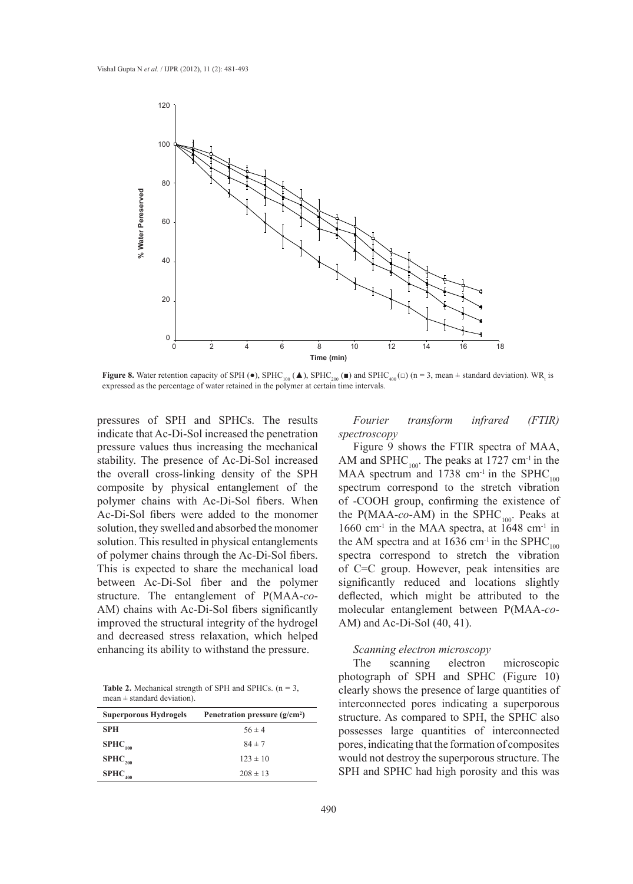**Figure 8.** Water retention capacity of SPH (●), $SPHC_{100}$ (▲), $SPHC_{200}$ (■) and $SPHC_{400}$ (□) (n = 3, mean ± standard deviation). $WR_t$ is expressed as the percentage of water retained in the polymer at certain time intervals.

pressures of SPH and SPHCs. The results indicate that Ac-Di-Sol increased the penetration pressure values thus increasing the mechanical stability. The presence of Ac-Di-Sol increased the overall cross-linking density of the SPH composite by physical entanglement of the polymer chains with Ac-Di-Sol fibers. When Ac-Di-Sol fibers were added to the monomer solution, they swelled and absorbed the monomer solution. This resulted in physical entanglements of polymer chains through the Ac-Di-Sol fibers. This is expected to share the mechanical load between Ac-Di-Sol fiber and the polymer structure. The entanglement of P(MAA-*co*-AM) chains with Ac-Di-Sol fibers significantly improved the structural integrity of the hydrogel and decreased stress relaxation, which helped enhancing its ability to withstand the pressure.

**Table 2.** Mechanical strength of SPH and SPHCs. (n = 3, mean ± standard deviation).

| Superporous Hydrogels | Penetration pressure (g/cm²) |
|---|---|
| SPH | 56 ± 4 |
| $SPHC_{100}$ | 84 ± 7 |
| $SPHC_{200}$ | 123 ± 10 |
| $SPHC_{400}$ | 208 ± 13 |

*Fourier transform infrared (FTIR) spectroscopy*

Figure 9 shows the FTIR spectra of MAA, AM and $SPHC_{100}$. The peaks at 1727 $cm^{-1}$ in the MAA spectrum and 1738 $cm^{-1}$ in the $SPHC_{100}$ spectrum correspond to the stretch vibration of -COOH group, confirming the existence of the P(MAA-*co*-AM) in the $SPHC_{100}$. Peaks at 1660 $cm^{-1}$ in the MAA spectra, at 1648 $cm^{-1}$ in the AM spectra and at 1636 $cm^{-1}$ in the $SPHC_{100}$ spectra correspond to stretch the vibration of C=C group. However, peak intensities are significantly reduced and locations slightly deflected, which might be attributed to the molecular entanglement between P(MAA-*co*-AM) and Ac-Di-Sol (40, 41).

*Scanning electron microscopy*

The scanning electron microscopic photograph of SPH and SPHC (Figure 10) clearly shows the presence of large quantities of interconnected pores indicating a superporous structure. As compared to SPH, the SPHC also possesses large quantities of interconnected pores, indicating that the formation of composites would not destroy the superporous structure. The SPH and SPHC had high porosity and this was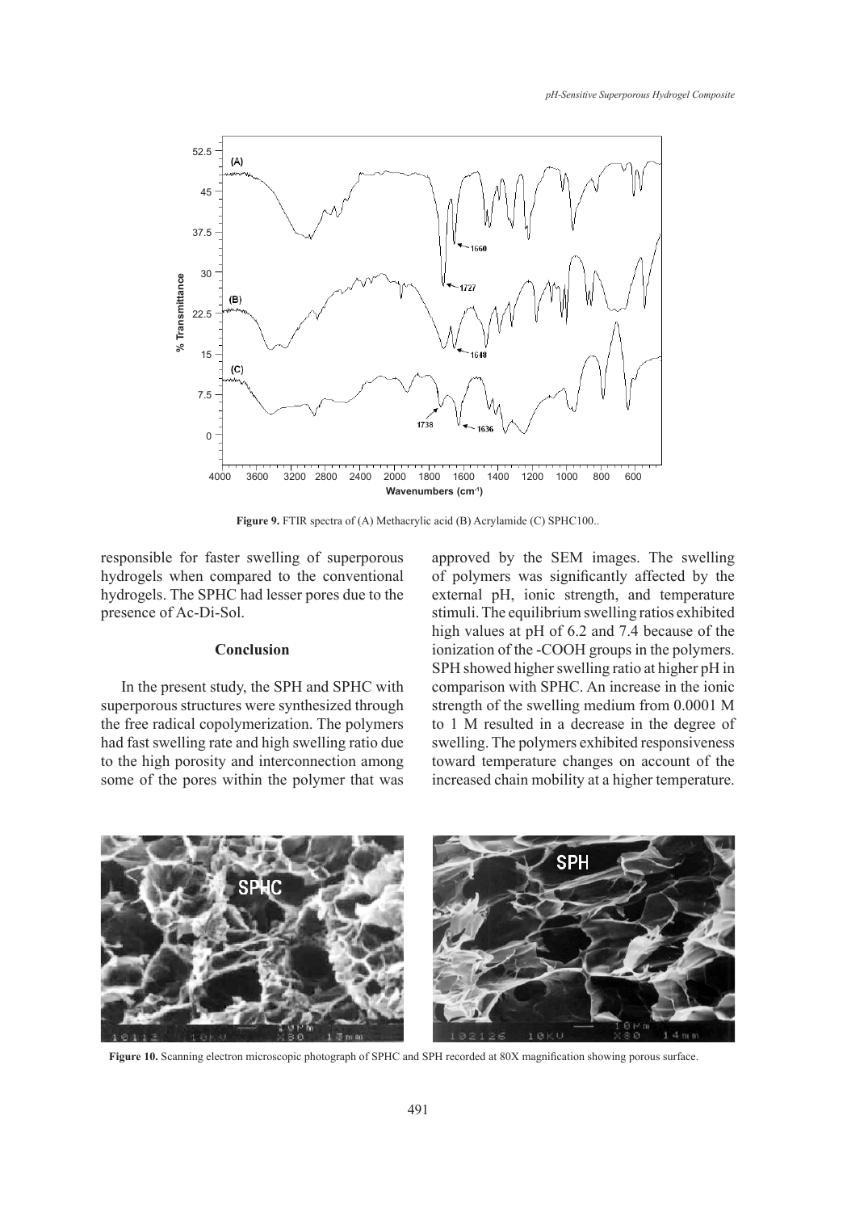**Figure 9.** FTIR spectra of (A) Methacrylic acid (B) Acrylamide (C) SPHC100..

responsible for faster swelling of superporous hydrogels when compared to the conventional hydrogels. The SPHC had lesser pores due to the presence of Ac-Di-Sol.

## Conclusion

In the present study, the SPH and SPHC with superporous structures were synthesized through the free radical copolymerization. The polymers had fast swelling rate and high swelling ratio due to the high porosity and interconnection among some of the pores within the polymer that was approved by the SEM images. The swelling of polymers was significantly affected by the external pH, ionic strength, and temperature stimuli. The equilibrium swelling ratios exhibited high values at pH of 6.2 and 7.4 because of the ionization of the -COOH groups in the polymers. SPH showed higher swelling ratio at higher pH in comparison with SPHC. An increase in the ionic strength of the swelling medium from 0.0001 M to 1 M resulted in a decrease in the degree of swelling. The polymers exhibited responsiveness toward temperature changes on account of the increased chain mobility at a higher temperature.

**Figure 10.** Scanning electron microscopic photograph of SPHC and SPH recorded at 80X magnification showing porous surface.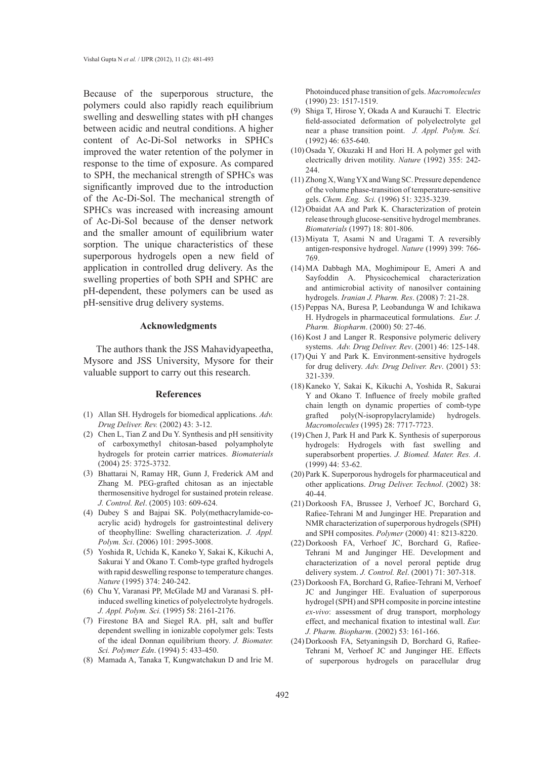Because of the superporous structure, the polymers could also rapidly reach equilibrium swelling and deswelling states with pH changes between acidic and neutral conditions. A higher content of Ac-Di-Sol networks in SPHCs improved the water retention of the polymer in response to the time of exposure. As compared to SPH, the mechanical strength of SPHCs was significantly improved due to the introduction of the Ac-Di-Sol. The mechanical strength of SPHCs was increased with increasing amount of Ac-Di-Sol because of the denser network and the smaller amount of equilibrium water sorption. The unique characteristics of these superporous hydrogels open a new field of application in controlled drug delivery. As the swelling properties of both SPH and SPHC are pH-dependent, these polymers can be used as pH-sensitive drug delivery systems.

## Acknowledgments

The authors thank the JSS Mahavidyapeetha, Mysore and JSS University, Mysore for their valuable support to carry out this research.

## References

(1) Allan SH. Hydrogels for biomedical applications. *Adv. Drug Deliver. Rev.* (2002) 43: 3-12.

(2) Chen L, Tian Z and Du Y. Synthesis and pH sensitivity of carboxymethyl chitosan-based polyampholyte hydrogels for protein carrier matrices. *Biomaterials* (2004) 25: 3725-3732.

(3) Bhattarai N, Ramay HR, Gunn J, Frederick AM and Zhang M. PEG-grafted chitosan as an injectable thermosensitive hydrogel for sustained protein release. *J. Control. Rel*. (2005) 103: 609-624.

(4) Dubey S and Bajpai SK. Poly(methacrylamide-co-acrylic acid) hydrogels for gastrointestinal delivery of theophylline: Swelling characterization. *J. Appl. Polym. Sci*. (2006) 101: 2995-3008.

(5) Yoshida R, Uchida K, Kaneko Y, Sakai K, Kikuchi A, Sakurai Y and Okano T. Comb-type grafted hydrogels with rapid deswelling response to temperature changes. *Nature* (1995) 374: 240-242.

(6) Chu Y, Varanasi PP, McGlade MJ and Varanasi S. pH-induced swelling kinetics of polyelectrolyte hydrogels. *J. Appl. Polym. Sci.* (1995) 58: 2161-2176.

(7) Firestone BA and Siegel RA. pH, salt and buffer dependent swelling in ionizable copolymer gels: Tests of the ideal Donnan equilibrium theory. *J. Biomater. Sci. Polymer Edn*. (1994) 5: 433-450.

(8) Mamada A, Tanaka T, Kungwatchakun D and Irie M. Photoinduced phase transition of gels. *Macromolecules* (1990) 23: 1517-1519.

(9) Shiga T, Hirose Y, Okada A and Kurauchi T. Electric field-associated deformation of polyelectrolyte gel near a phase transition point. *J. Appl. Polym. Sci.* (1992) 46: 635-640.

(10) Osada Y, Okuzaki H and Hori H. A polymer gel with electrically driven motility. *Nature* (1992) 355: 242-244.

(11) Zhong X, Wang YX and Wang SC. Pressure dependence of the volume phase-transition of temperature-sensitive gels. *Chem. Eng. Sci.* (1996) 51: 3235-3239.

(12) Obaidat AA and Park K. Characterization of protein release through glucose-sensitive hydrogel membranes. *Biomaterials* (1997) 18: 801-806.

(13) Miyata T, Asami N and Uragami T. A reversibly antigen-responsive hydrogel. *Nature* (1999) 399: 766-769.

(14) MA Dabbagh MA, Moghimipour E, Ameri A and Sayfoddin A. Physicochemical characterization and antimicrobial activity of nanosilver containing hydrogels. *Iranian J. Pharm. Res*. (2008) 7: 21-28.

(15) Peppas NA, Buresa P, Leobandunga W and Ichikawa H. Hydrogels in pharmaceutical formulations. *Eur. J. Pharm. Biopharm*. (2000) 50: 27-46.

(16) Kost J and Langer R. Responsive polymeric delivery systems. *Adv. Drug Deliver. Rev*. (2001) 46: 125-148.

(17) Qui Y and Park K. Environment-sensitive hydrogels for drug delivery. *Adv. Drug Deliver. Rev*. (2001) 53: 321-339.

(18) Kaneko Y, Sakai K, Kikuchi A, Yoshida R, Sakurai Y and Okano T. Influence of freely mobile grafted chain length on dynamic properties of comb-type grafted poly(N-isopropylacrylamide) hydrogels. *Macromolecules* (1995) 28: 7717-7723.

(19) Chen J, Park H and Park K. Synthesis of superporous hydrogels: Hydrogels with fast swelling and superabsorbent properties. *J. Biomed. Mater. Res. A*. (1999) 44: 53-62.

(20) Park K. Superporous hydrogels for pharmaceutical and other applications. *Drug Deliver. Technol*. (2002) 38: 40-44.

(21) Dorkoosh FA, Brussee J, Verhoef JC, Borchard G, Rafiee-Tehrani M and Junginger HE. Preparation and NMR characterization of superporous hydrogels (SPH) and SPH composites. *Polymer* (2000) 41: 8213-8220.

(22) Dorkoosh FA, Verhoef JC, Borchard G, Rafiee-Tehrani M and Junginger HE. Development and characterization of a novel peroral peptide drug delivery system. *J. Control. Rel*. (2001) 71: 307-318.

(23) Dorkoosh FA, Borchard G, Rafiee-Tehrani M, Verhoef JC and Junginger HE. Evaluation of superporous hydrogel (SPH) and SPH composite in porcine intestine *ex-vivo*: assessment of drug transport, morphology effect, and mechanical fixation to intestinal wall. *Eur. J. Pharm. Biopharm*. (2002) 53: 161-166.

(24) Dorkoosh FA, Setyaningsih D, Borchard G, Rafiee-Tehrani M, Verhoef JC and Junginger HE. Effects of superporous hydrogels on paracellular drug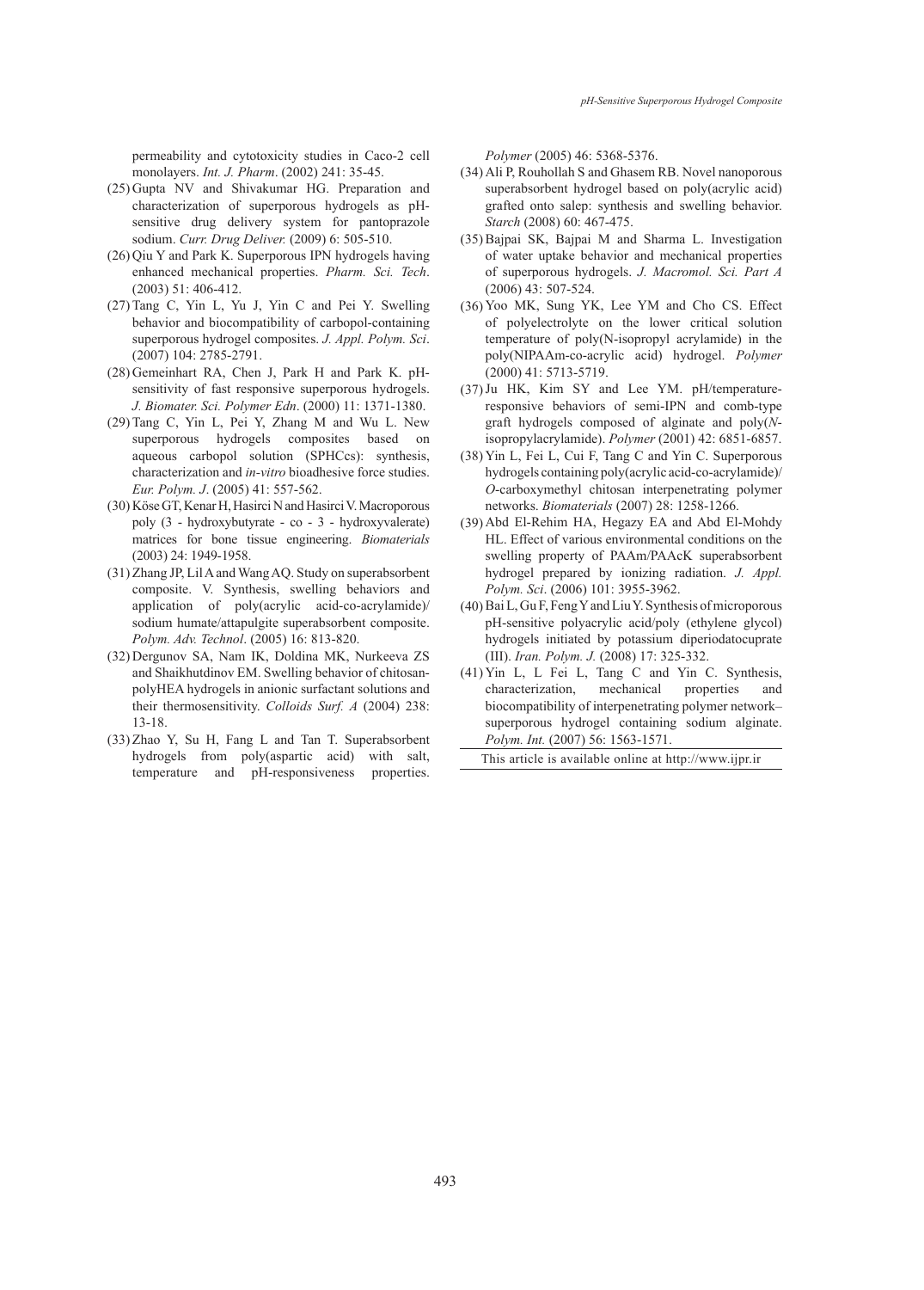permeability and cytotoxicity studies in Caco-2 cell monolayers. *Int. J. Pharm*. (2002) 241: 35-45.

(25) Gupta NV and Shivakumar HG. Preparation and characterization of superporous hydrogels as pH-sensitive drug delivery system for pantoprazole sodium. *Curr. Drug Deliver.* (2009) 6: 505-510.

(26) Qiu Y and Park K. Superporous IPN hydrogels having enhanced mechanical properties. *Pharm. Sci. Tech*. (2003) 51: 406-412.

(27) Tang C, Yin L, Yu J, Yin C and Pei Y. Swelling behavior and biocompatibility of carbopol-containing superporous hydrogel composites. *J. Appl. Polym. Sci*. (2007) 104: 2785-2791.

(28) Gemeinhart RA, Chen J, Park H and Park K. pH-sensitivity of fast responsive superporous hydrogels. *J. Biomater. Sci. Polymer Edn*. (2000) 11: 1371-1380.

(29) Tang C, Yin L, Pei Y, Zhang M and Wu L. New superporous hydrogels composites based on aqueous carbopol solution (SPHCcs): synthesis, characterization and *in-vitro* bioadhesive force studies. *Eur. Polym. J*. (2005) 41: 557-562.

(30) Köse GT, Kenar H, Hasirci N and Hasirci V. Macroporous poly (3 - hydroxybutyrate - co - 3 - hydroxyvalerate) matrices for bone tissue engineering. *Biomaterials* (2003) 24: 1949-1958.

(31) Zhang JP, Lil A and Wang AQ. Study on superabsorbent composite. V. Synthesis, swelling behaviors and application of poly(acrylic acid-co-acrylamide)/sodium humate/attapulgite superabsorbent composite. *Polym. Adv. Technol*. (2005) 16: 813-820.

(32) Dergunov SA, Nam IK, Doldina MK, Nurkeeva ZS and Shaikhutdinov EM. Swelling behavior of chitosan-polyHEA hydrogels in anionic surfactant solutions and their thermosensitivity. *Colloids Surf. A* (2004) 238: 13-18.

(33) Zhao Y, Su H, Fang L and Tan T. Superabsorbent hydrogels from poly(aspartic acid) with salt, temperature and pH-responsiveness properties. *Polymer* (2005) 46: 5368-5376.

(34) Ali P, Rouhollah S and Ghasem RB. Novel nanoporous superabsorbent hydrogel based on poly(acrylic acid) grafted onto salep: synthesis and swelling behavior. *Starch* (2008) 60: 467-475.

(35) Bajpai SK, Bajpai M and Sharma L. Investigation of water uptake behavior and mechanical properties of superporous hydrogels. *J. Macromol. Sci. Part A* (2006) 43: 507-524.

(36) Yoo MK, Sung YK, Lee YM and Cho CS. Effect of polyelectrolyte on the lower critical solution temperature of poly(N-isopropyl acrylamide) in the poly(NIPAAm-co-acrylic acid) hydrogel. *Polymer* (2000) 41: 5713-5719.

(37) Ju HK, Kim SY and Lee YM. pH/temperature-responsive behaviors of semi-IPN and comb-type graft hydrogels composed of alginate and poly(*N*-isopropylacrylamide). *Polymer* (2001) 42: 6851-6857.

(38) Yin L, Fei L, Cui F, Tang C and Yin C. Superporous hydrogels containing poly(acrylic acid-co-acrylamide)/*O*-carboxymethyl chitosan interpenetrating polymer networks. *Biomaterials* (2007) 28: 1258-1266.

(39) Abd El-Rehim HA, Hegazy EA and Abd El-Mohdy HL. Effect of various environmental conditions on the swelling property of PAAm/PAAcK superabsorbent hydrogel prepared by ionizing radiation. *J. Appl. Polym. Sci*. (2006) 101: 3955-3962.

(40) Bai L, Gu F, Feng Y and Liu Y. Synthesis of microporous pH-sensitive polyacrylic acid/poly (ethylene glycol) hydrogels initiated by potassium diperiodatocuprate (III). *Iran. Polym. J.* (2008) 17: 325-332.

(41) Yin L, L Fei L, Tang C and Yin C. Synthesis, characterization, mechanical properties and biocompatibility of interpenetrating polymer network–superporous hydrogel containing sodium alginate. *Polym. Int.* (2007) 56: 1563-1571.

This article is available online at http://www.ijpr.ir